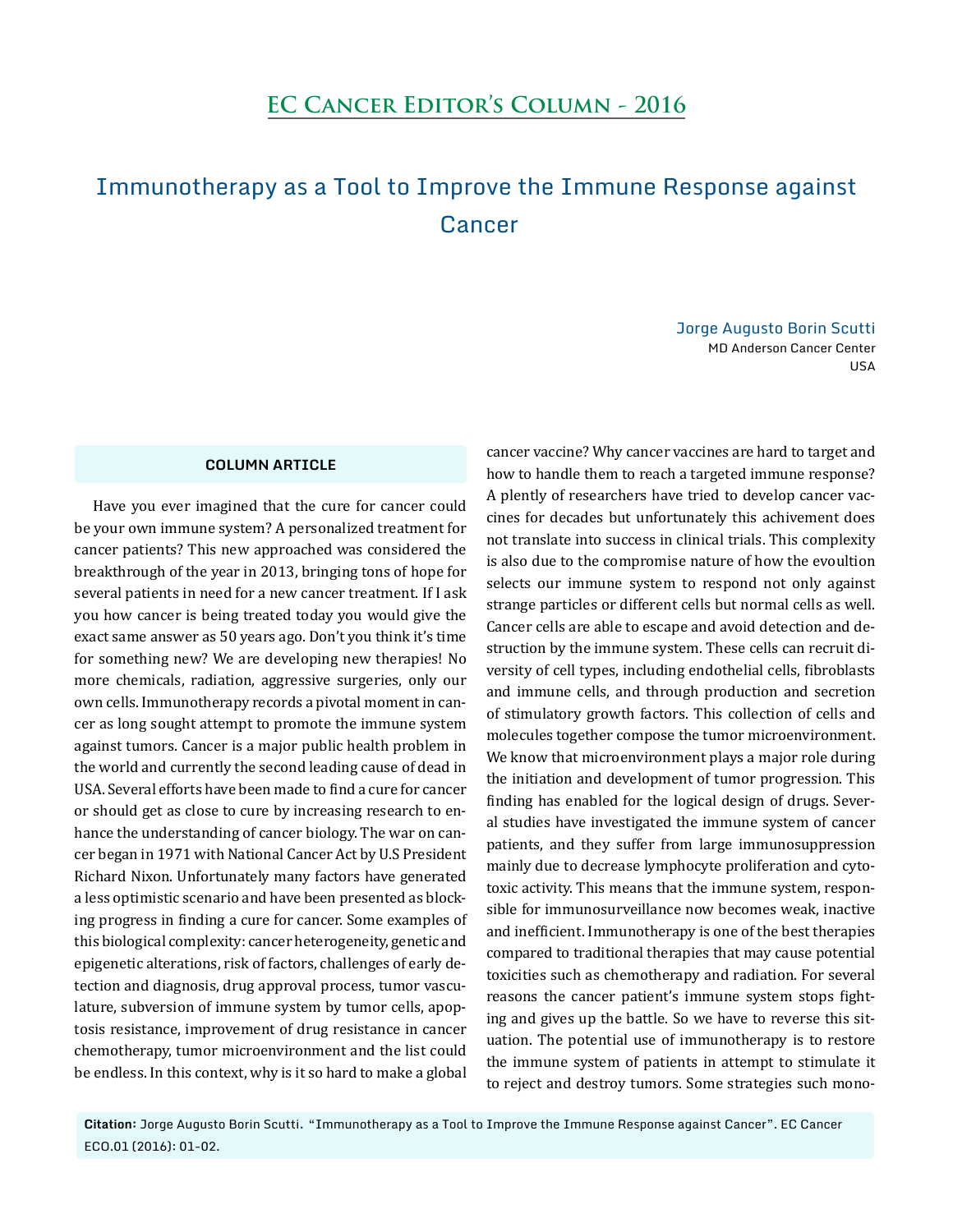## EC Cancer Editor's Column - 2016

# Immunotherapy as a Tool to Improve the Immune Response against Cancer

**Jorge Augusto Borin Scutti**
MD Anderson Cancer Center
USA

### COLUMN ARTICLE

Have you ever imagined that the cure for cancer could be your own immune system? A personalized treatment for cancer patients? This new approached was considered the breakthrough of the year in 2013, bringing tons of hope for several patients in need for a new cancer treatment. If I ask you how cancer is being treated today you would give the exact same answer as 50 years ago. Don't you think it's time for something new? We are developing new therapies! No more chemicals, radiation, aggressive surgeries, only our own cells. Immunotherapy records a pivotal moment in cancer as long sought attempt to promote the immune system against tumors. Cancer is a major public health problem in the world and currently the second leading cause of dead in USA. Several efforts have been made to find a cure for cancer or should get as close to cure by increasing research to enhance the understanding of cancer biology. The war on cancer began in 1971 with National Cancer Act by U.S President Richard Nixon. Unfortunately many factors have generated a less optimistic scenario and have been presented as blocking progress in finding a cure for cancer. Some examples of this biological complexity: cancer heterogeneity, genetic and epigenetic alterations, risk of factors, challenges of early detection and diagnosis, drug approval process, tumor vasculature, subversion of immune system by tumor cells, apoptosis resistance, improvement of drug resistance in cancer chemotherapy, tumor microenvironment and the list could be endless. In this context, why is it so hard to make a global cancer vaccine? Why cancer vaccines are hard to target and how to handle them to reach a targeted immune response? A plently of researchers have tried to develop cancer vaccines for decades but unfortunately this achivement does not translate into success in clinical trials. This complexity is also due to the compromise nature of how the evoultion selects our immune system to respond not only against strange particles or different cells but normal cells as well. Cancer cells are able to escape and avoid detection and destruction by the immune system. These cells can recruit diversity of cell types, including endothelial cells, fibroblasts and immune cells, and through production and secretion of stimulatory growth factors. This collection of cells and molecules together compose the tumor microenvironment. We know that microenvironment plays a major role during the initiation and development of tumor progression. This finding has enabled for the logical design of drugs. Several studies have investigated the immune system of cancer patients, and they suffer from large immunosuppression mainly due to decrease lymphocyte proliferation and cytotoxic activity. This means that the immune system, responsible for immunosurveillance now becomes weak, inactive and inefficient. Immunotherapy is one of the best therapies compared to traditional therapies that may cause potential toxicities such as chemotherapy and radiation. For several reasons the cancer patient's immune system stops fighting and gives up the battle. So we have to reverse this situation. The potential use of immunotherapy is to restore the immune system of patients in attempt to stimulate it to reject and destroy tumors. Some strategies such mono-

**Citation:** Jorge Augusto Borin Scutti. "Immunotherapy as a Tool to Improve the Immune Response against Cancer". EC Cancer ECO.01 (2016): 01-02.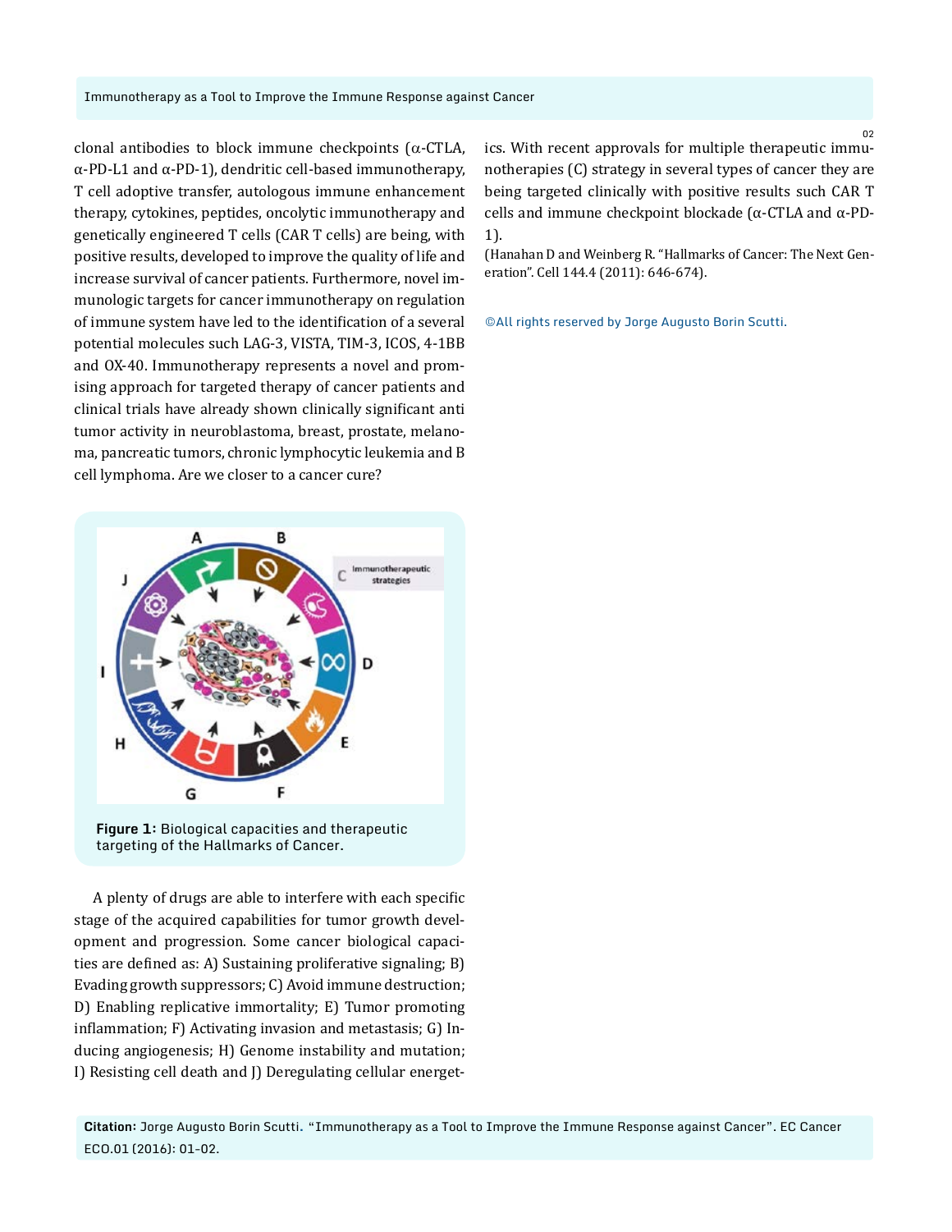clonal antibodies to block immune checkpoints (α-CTLA, α-PD-L1 and α-PD-1), dendritic cell-based immunotherapy, T cell adoptive transfer, autologous immune enhancement therapy, cytokines, peptides, oncolytic immunotherapy and genetically engineered T cells (CAR T cells) are being, with positive results, developed to improve the quality of life and increase survival of cancer patients. Furthermore, novel immunologic targets for cancer immunotherapy on regulation of immune system have led to the identification of a several potential molecules such LAG-3, VISTA, TIM-3, ICOS, 4-1BB and OX-40. Immunotherapy represents a novel and promising approach for targeted therapy of cancer patients and clinical trials have already shown clinically significant anti tumor activity in neuroblastoma, breast, prostate, melanoma, pancreatic tumors, chronic lymphocytic leukemia and B cell lymphoma. Are we closer to a cancer cure?

A

B

C Immunotherapeutic strategies

D

E

F

G

H

I

J

**Figure 1:** Biological capacities and therapeutic targeting of the Hallmarks of Cancer.

A plenty of drugs are able to interfere with each specific stage of the acquired capabilities for tumor growth development and progression. Some cancer biological capacities are defined as: A) Sustaining proliferative signaling; B) Evading growth suppressors; C) Avoid immune destruction; D) Enabling replicative immortality; E) Tumor promoting inflammation; F) Activating invasion and metastasis; G) Inducing angiogenesis; H) Genome instability and mutation; I) Resisting cell death and J) Deregulating cellular energetics. With recent approvals for multiple therapeutic immunotherapies (C) strategy in several types of cancer they are being targeted clinically with positive results such CAR T cells and immune checkpoint blockade (α-CTLA and α-PD-1).

(Hanahan D and Weinberg R. "Hallmarks of Cancer: The Next Generation". Cell 144.4 (2011): 646-674).

©All rights reserved by Jorge Augusto Borin Scutti.